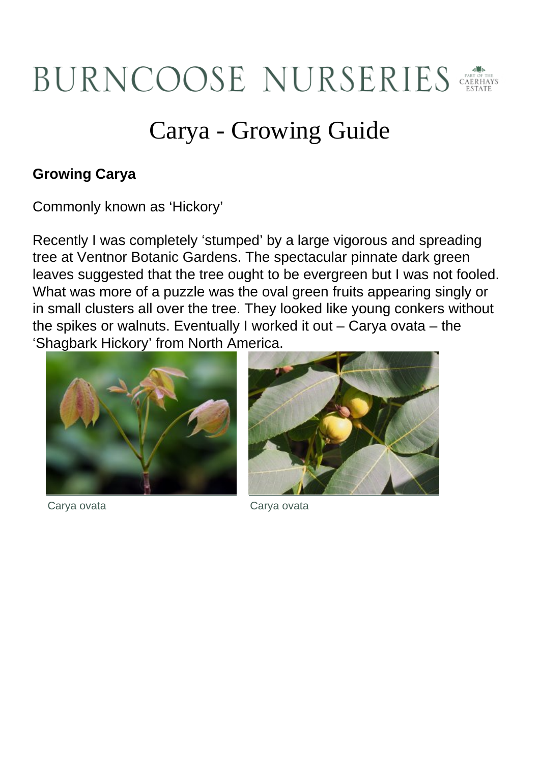# BURNCOOSE NURSERIES

# Carya - Growing Guide

**Growing Carya**

Commonly known as 'Hickory'

Recently I was completely 'stumped' by a large vigorous and spreading tree at Ventnor Botanic Gardens. The spectacular pinnate dark green leaves suggested that the tree ought to be evergreen but I was not fooled. What was more of a puzzle was the oval green fruits appearing singly or in small clusters all over the tree. They looked like young conkers without the spikes or walnuts. Eventually I worked it out – Carya ovata – the 'Shagbark Hickory' from North America.

Carya ovata

Carya ovata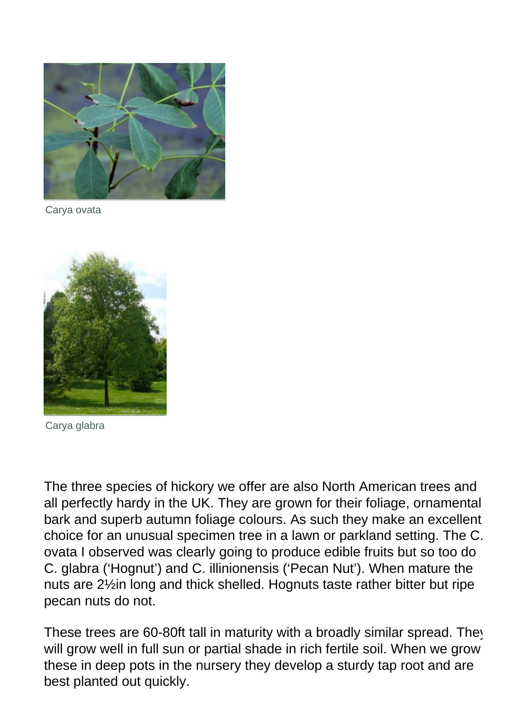Carya ovata

Carya glabra

The three species of hickory we offer are also North American trees and all perfectly hardy in the UK. They are grown for their foliage, ornamental bark and superb autumn foliage colours. As such they make an excellent choice for an unusual specimen tree in a lawn or parkland setting. The C. ovata I observed was clearly going to produce edible fruits but so too do C. glabra ('Hognut') and C. illinionensis ('Pecan Nut'). When mature the nuts are 2½in long and thick shelled. Hognuts taste rather bitter but ripe pecan nuts do not.

These trees are 60-80ft tall in maturity with a broadly similar spread. They will grow well in full sun or partial shade in rich fertile soil. When we grow these in deep pots in the nursery they develop a sturdy tap root and are best planted out quickly.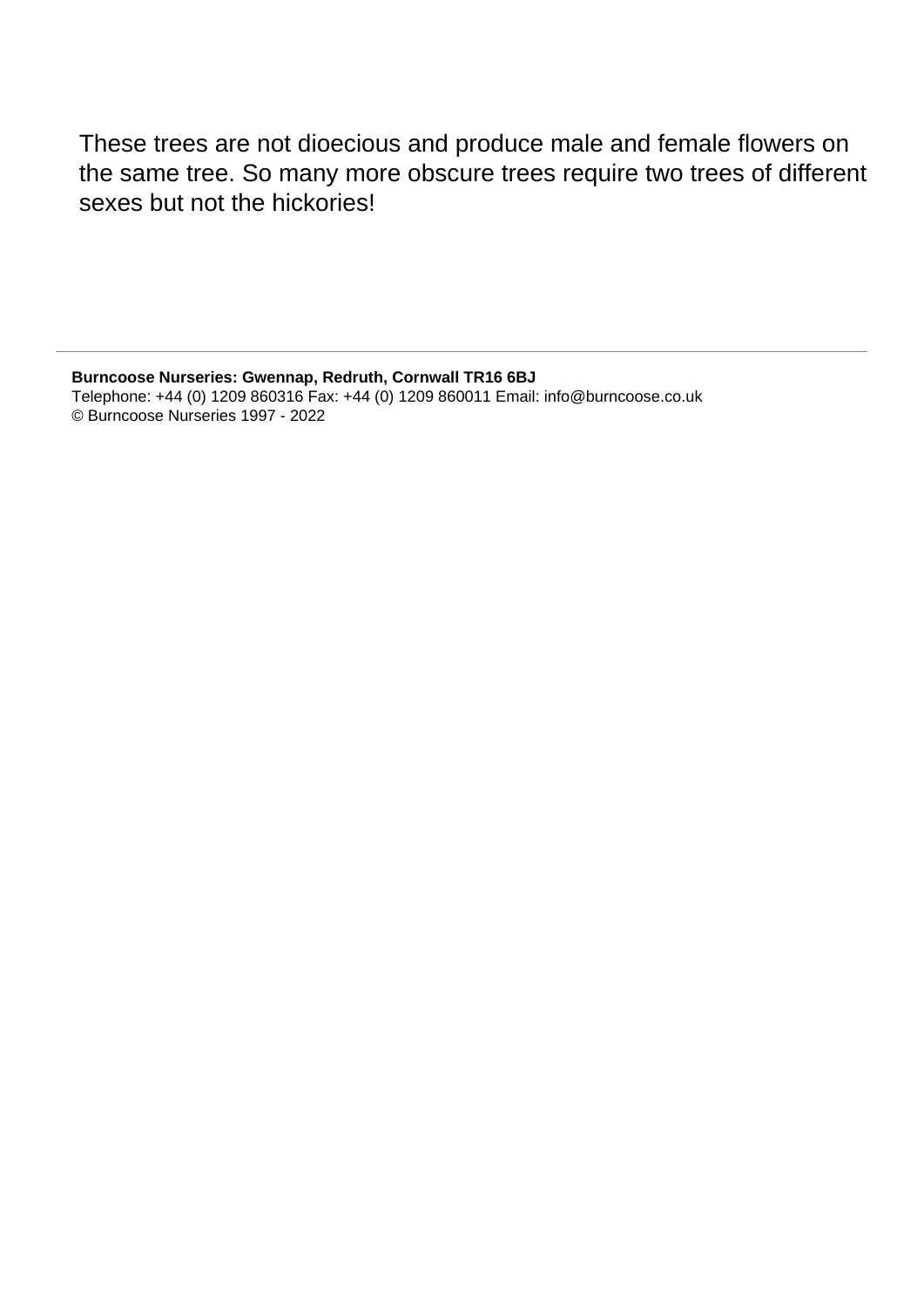These trees are not dioecious and produce male and female flowers on the same tree. So many more obscure trees require two trees of different sexes but not the hickories!

---

**Burncoose Nurseries: Gwennap, Redruth, Cornwall TR16 6BJ**
Telephone: +44 (0) 1209 860316 Fax: +44 (0) 1209 860011 Email: info@burncoose.co.uk
© Burncoose Nurseries 1997 - 2022